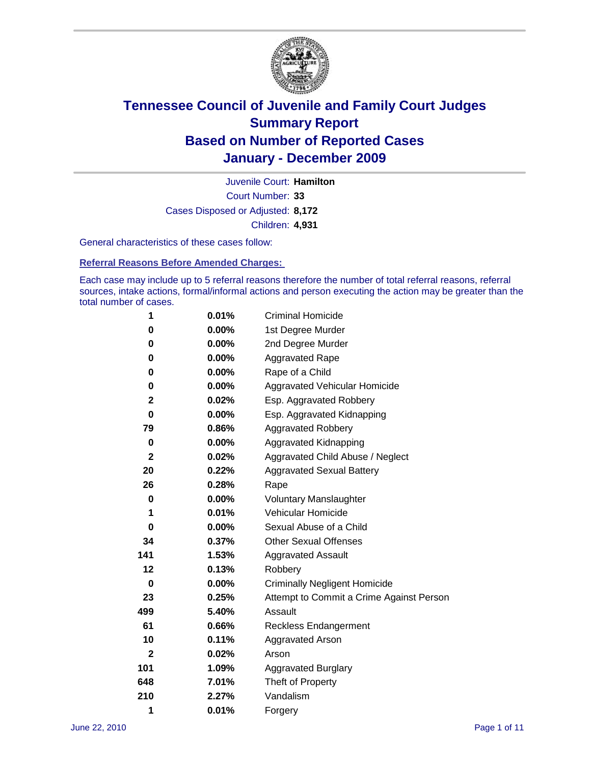# Tennessee Council of Juvenile and Family Court Judges
## Summary Report
## Based on Number of Reported Cases
## January - December 2009

Juvenile Court: **Hamilton**

Court Number: **33**

Cases Disposed or Adjusted: **8,172**

Children: **4,931**

General characteristics of these cases follow:

### Referral Reasons Before Amended Charges:

Each case may include up to 5 referral reasons therefore the number of total referral reasons, referral sources, intake actions, formal/informal actions and person executing the action may be greater than the total number of cases.

| Count | Percent | Referral Reason |
|---|---|---|
| 1 | 0.01% | Criminal Homicide |
| 0 | 0.00% | 1st Degree Murder |
| 0 | 0.00% | 2nd Degree Murder |
| 0 | 0.00% | Aggravated Rape |
| 0 | 0.00% | Rape of a Child |
| 0 | 0.00% | Aggravated Vehicular Homicide |
| 2 | 0.02% | Esp. Aggravated Robbery |
| 0 | 0.00% | Esp. Aggravated Kidnapping |
| 79 | 0.86% | Aggravated Robbery |
| 0 | 0.00% | Aggravated Kidnapping |
| 2 | 0.02% | Aggravated Child Abuse / Neglect |
| 20 | 0.22% | Aggravated Sexual Battery |
| 26 | 0.28% | Rape |
| 0 | 0.00% | Voluntary Manslaughter |
| 1 | 0.01% | Vehicular Homicide |
| 0 | 0.00% | Sexual Abuse of a Child |
| 34 | 0.37% | Other Sexual Offenses |
| 141 | 1.53% | Aggravated Assault |
| 12 | 0.13% | Robbery |
| 0 | 0.00% | Criminally Negligent Homicide |
| 23 | 0.25% | Attempt to Commit a Crime Against Person |
| 499 | 5.40% | Assault |
| 61 | 0.66% | Reckless Endangerment |
| 10 | 0.11% | Aggravated Arson |
| 2 | 0.02% | Arson |
| 101 | 1.09% | Aggravated Burglary |
| 648 | 7.01% | Theft of Property |
| 210 | 2.27% | Vandalism |
| 1 | 0.01% | Forgery |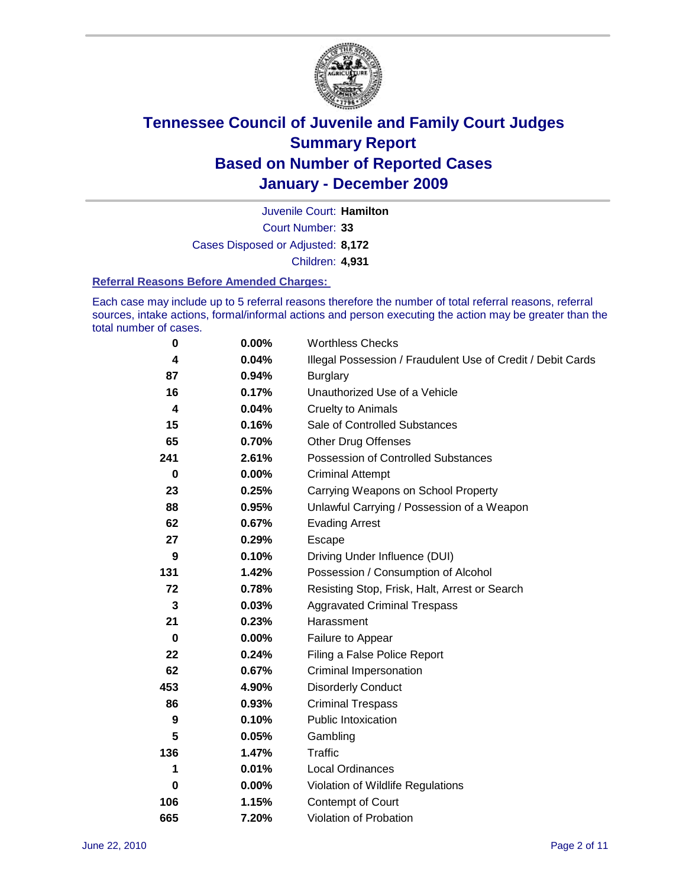# Tennessee Council of Juvenile and Family Court Judges
## Summary Report
## Based on Number of Reported Cases
## January - December 2009

Juvenile Court: **Hamilton**

Court Number: **33**

Cases Disposed or Adjusted: **8,172**

Children: **4,931**

### Referral Reasons Before Amended Charges:

Each case may include up to 5 referral reasons therefore the number of total referral reasons, referral sources, intake actions, formal/informal actions and person executing the action may be greater than the total number of cases.

| Count | Percent | Referral Reason |
|---|---|---|
| 0 | 0.00% | Worthless Checks |
| 4 | 0.04% | Illegal Possession / Fraudulent Use of Credit / Debit Cards |
| 87 | 0.94% | Burglary |
| 16 | 0.17% | Unauthorized Use of a Vehicle |
| 4 | 0.04% | Cruelty to Animals |
| 15 | 0.16% | Sale of Controlled Substances |
| 65 | 0.70% | Other Drug Offenses |
| 241 | 2.61% | Possession of Controlled Substances |
| 0 | 0.00% | Criminal Attempt |
| 23 | 0.25% | Carrying Weapons on School Property |
| 88 | 0.95% | Unlawful Carrying / Possession of a Weapon |
| 62 | 0.67% | Evading Arrest |
| 27 | 0.29% | Escape |
| 9 | 0.10% | Driving Under Influence (DUI) |
| 131 | 1.42% | Possession / Consumption of Alcohol |
| 72 | 0.78% | Resisting Stop, Frisk, Halt, Arrest or Search |
| 3 | 0.03% | Aggravated Criminal Trespass |
| 21 | 0.23% | Harassment |
| 0 | 0.00% | Failure to Appear |
| 22 | 0.24% | Filing a False Police Report |
| 62 | 0.67% | Criminal Impersonation |
| 453 | 4.90% | Disorderly Conduct |
| 86 | 0.93% | Criminal Trespass |
| 9 | 0.10% | Public Intoxication |
| 5 | 0.05% | Gambling |
| 136 | 1.47% | Traffic |
| 1 | 0.01% | Local Ordinances |
| 0 | 0.00% | Violation of Wildlife Regulations |
| 106 | 1.15% | Contempt of Court |
| 665 | 7.20% | Violation of Probation |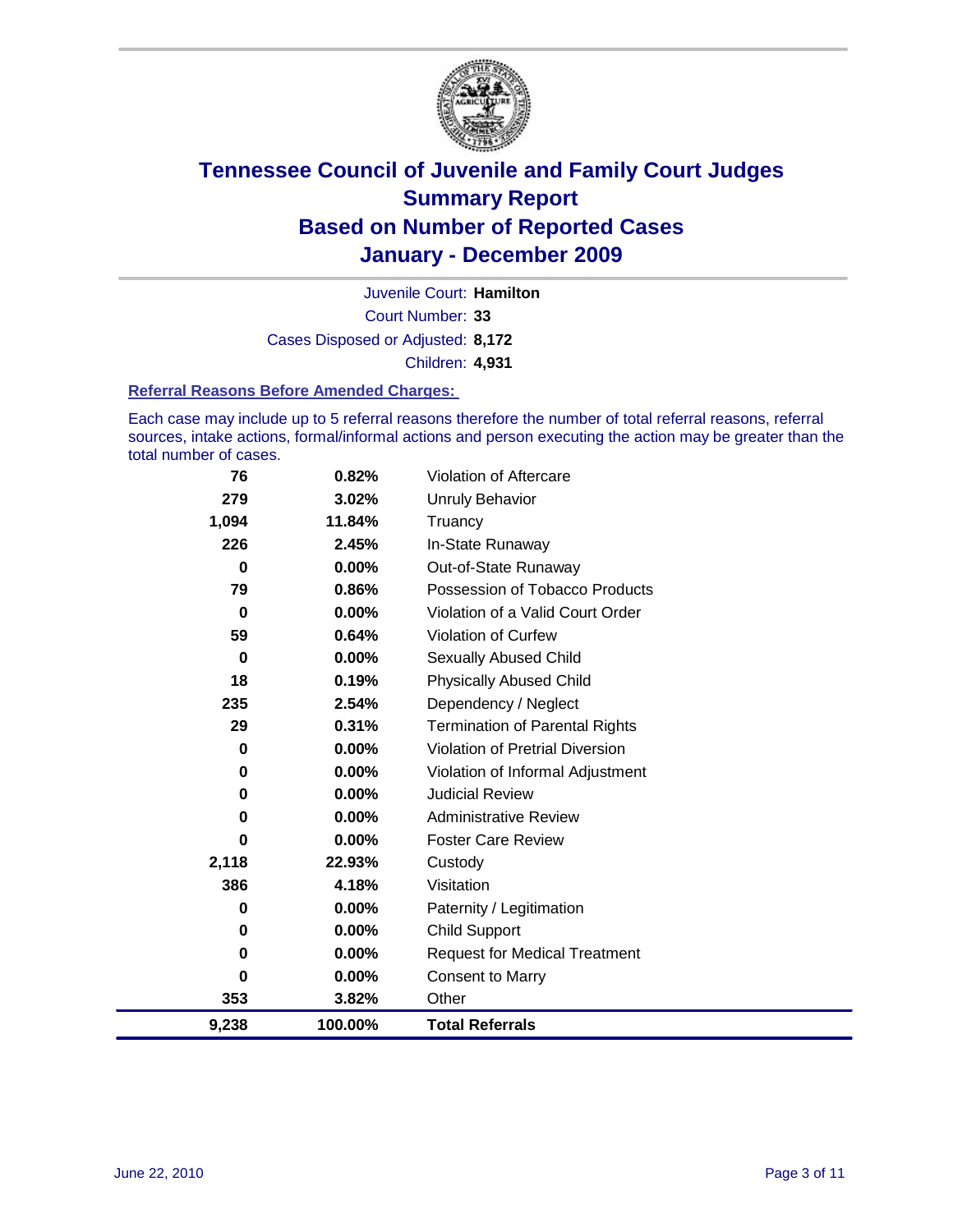# Tennessee Council of Juvenile and Family Court Judges
## Summary Report
## Based on Number of Reported Cases
## January - December 2009

Juvenile Court: **Hamilton**

Court Number: **33**

Cases Disposed or Adjusted: **8,172**

Children: **4,931**

### Referral Reasons Before Amended Charges:

Each case may include up to 5 referral reasons therefore the number of total referral reasons, referral sources, intake actions, formal/informal actions and person executing the action may be greater than the total number of cases.

| | | |
|---|---|---|
| 76 | 0.82% | Violation of Aftercare |
| 279 | 3.02% | Unruly Behavior |
| 1,094 | 11.84% | Truancy |
| 226 | 2.45% | In-State Runaway |
| 0 | 0.00% | Out-of-State Runaway |
| 79 | 0.86% | Possession of Tobacco Products |
| 0 | 0.00% | Violation of a Valid Court Order |
| 59 | 0.64% | Violation of Curfew |
| 0 | 0.00% | Sexually Abused Child |
| 18 | 0.19% | Physically Abused Child |
| 235 | 2.54% | Dependency / Neglect |
| 29 | 0.31% | Termination of Parental Rights |
| 0 | 0.00% | Violation of Pretrial Diversion |
| 0 | 0.00% | Violation of Informal Adjustment |
| 0 | 0.00% | Judicial Review |
| 0 | 0.00% | Administrative Review |
| 0 | 0.00% | Foster Care Review |
| 2,118 | 22.93% | Custody |
| 386 | 4.18% | Visitation |
| 0 | 0.00% | Paternity / Legitimation |
| 0 | 0.00% | Child Support |
| 0 | 0.00% | Request for Medical Treatment |
| 0 | 0.00% | Consent to Marry |
| 353 | 3.82% | Other |
| **9,238** | **100.00%** | **Total Referrals** |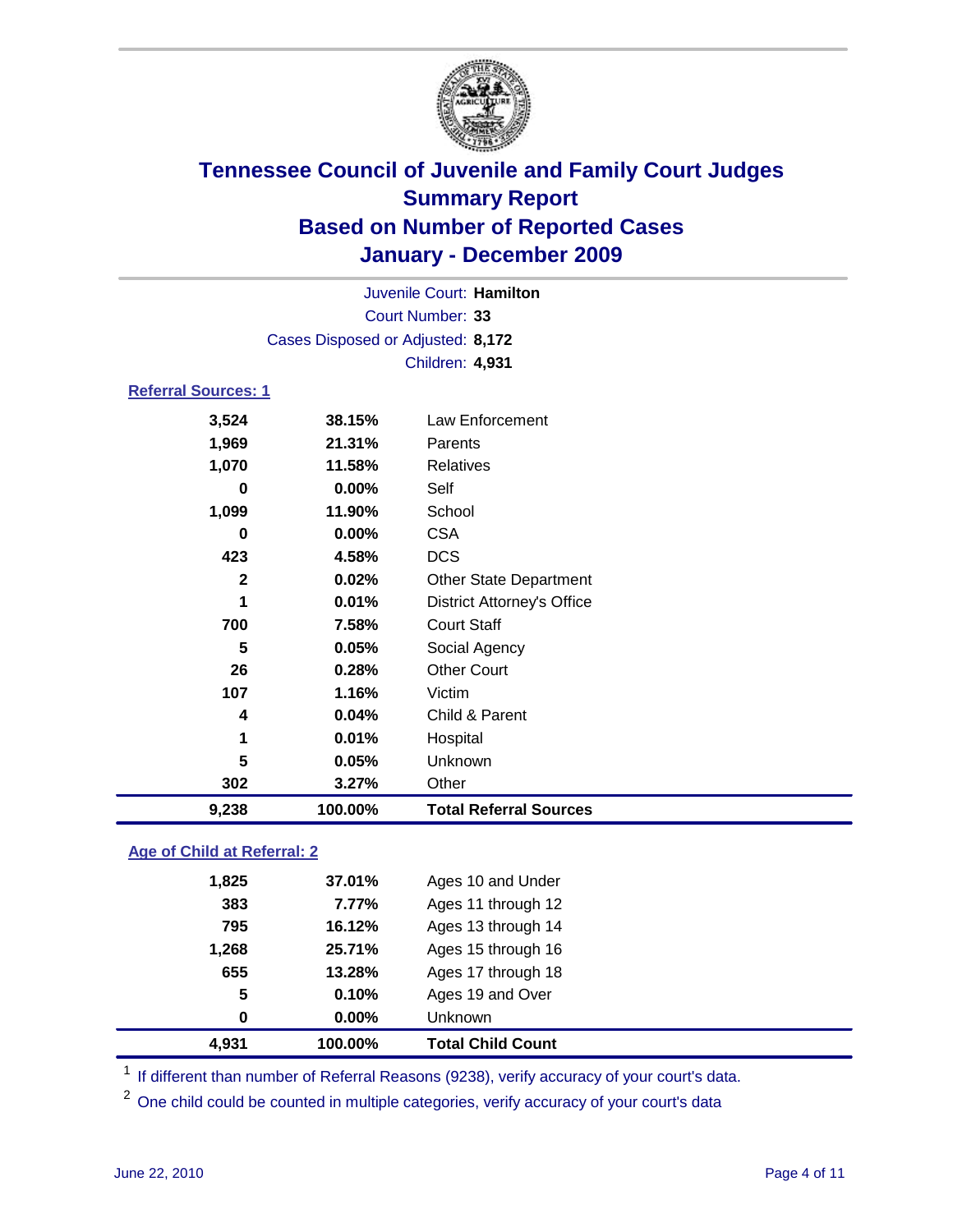# Tennessee Council of Juvenile and Family Court Judges
## Summary Report
## Based on Number of Reported Cases
## January - December 2009

Juvenile Court: **Hamilton**
Court Number: **33**
Cases Disposed or Adjusted: **8,172**
Children: **4,931**

### Referral Sources: 1

| | | |
|---|---|---|
| 3,524 | 38.15% | Law Enforcement |
| 1,969 | 21.31% | Parents |
| 1,070 | 11.58% | Relatives |
| 0 | 0.00% | Self |
| 1,099 | 11.90% | School |
| 0 | 0.00% | CSA |
| 423 | 4.58% | DCS |
| 2 | 0.02% | Other State Department |
| 1 | 0.01% | District Attorney's Office |
| 700 | 7.58% | Court Staff |
| 5 | 0.05% | Social Agency |
| 26 | 0.28% | Other Court |
| 107 | 1.16% | Victim |
| 4 | 0.04% | Child & Parent |
| 1 | 0.01% | Hospital |
| 5 | 0.05% | Unknown |
| 302 | 3.27% | Other |
| **9,238** | **100.00%** | **Total Referral Sources** |

### Age of Child at Referral: 2

| | | |
|---|---|---|
| 1,825 | 37.01% | Ages 10 and Under |
| 383 | 7.77% | Ages 11 through 12 |
| 795 | 16.12% | Ages 13 through 14 |
| 1,268 | 25.71% | Ages 15 through 16 |
| 655 | 13.28% | Ages 17 through 18 |
| 5 | 0.10% | Ages 19 and Over |
| 0 | 0.00% | Unknown |
| **4,931** | **100.00%** | **Total Child Count** |

[1] If different than number of Referral Reasons (9238), verify accuracy of your court's data.

[2] One child could be counted in multiple categories, verify accuracy of your court's data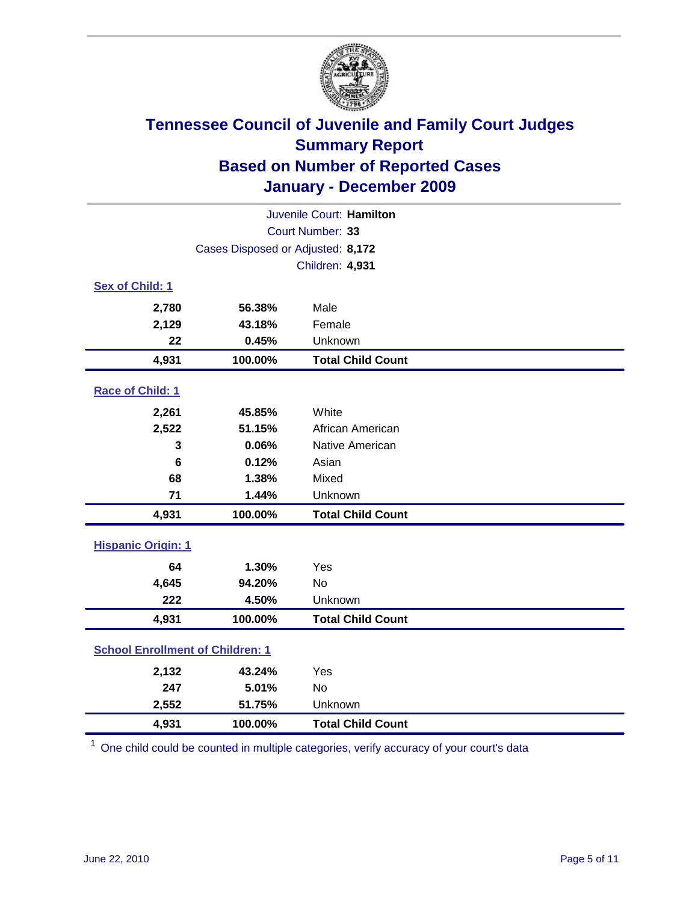# Tennessee Council of Juvenile and Family Court Judges
## Summary Report
## Based on Number of Reported Cases
## January - December 2009

Juvenile Court: **Hamilton**

Court Number: **33**

Cases Disposed or Adjusted: **8,172**

Children: **4,931**

### Sex of Child: 1

| | | |
|---|---|---|
| 2,780 | 56.38% | Male |
| 2,129 | 43.18% | Female |
| 22 | 0.45% | Unknown |
| **4,931** | **100.00%** | **Total Child Count** |

### Race of Child: 1

| | | |
|---|---|---|
| 2,261 | 45.85% | White |
| 2,522 | 51.15% | African American |
| 3 | 0.06% | Native American |
| 6 | 0.12% | Asian |
| 68 | 1.38% | Mixed |
| 71 | 1.44% | Unknown |
| **4,931** | **100.00%** | **Total Child Count** |

### Hispanic Origin: 1

| | | |
|---|---|---|
| 64 | 1.30% | Yes |
| 4,645 | 94.20% | No |
| 222 | 4.50% | Unknown |
| **4,931** | **100.00%** | **Total Child Count** |

### School Enrollment of Children: 1

| | | |
|---|---|---|
| 2,132 | 43.24% | Yes |
| 247 | 5.01% | No |
| 2,552 | 51.75% | Unknown |
| **4,931** | **100.00%** | **Total Child Count** |

[1] One child could be counted in multiple categories, verify accuracy of your court's data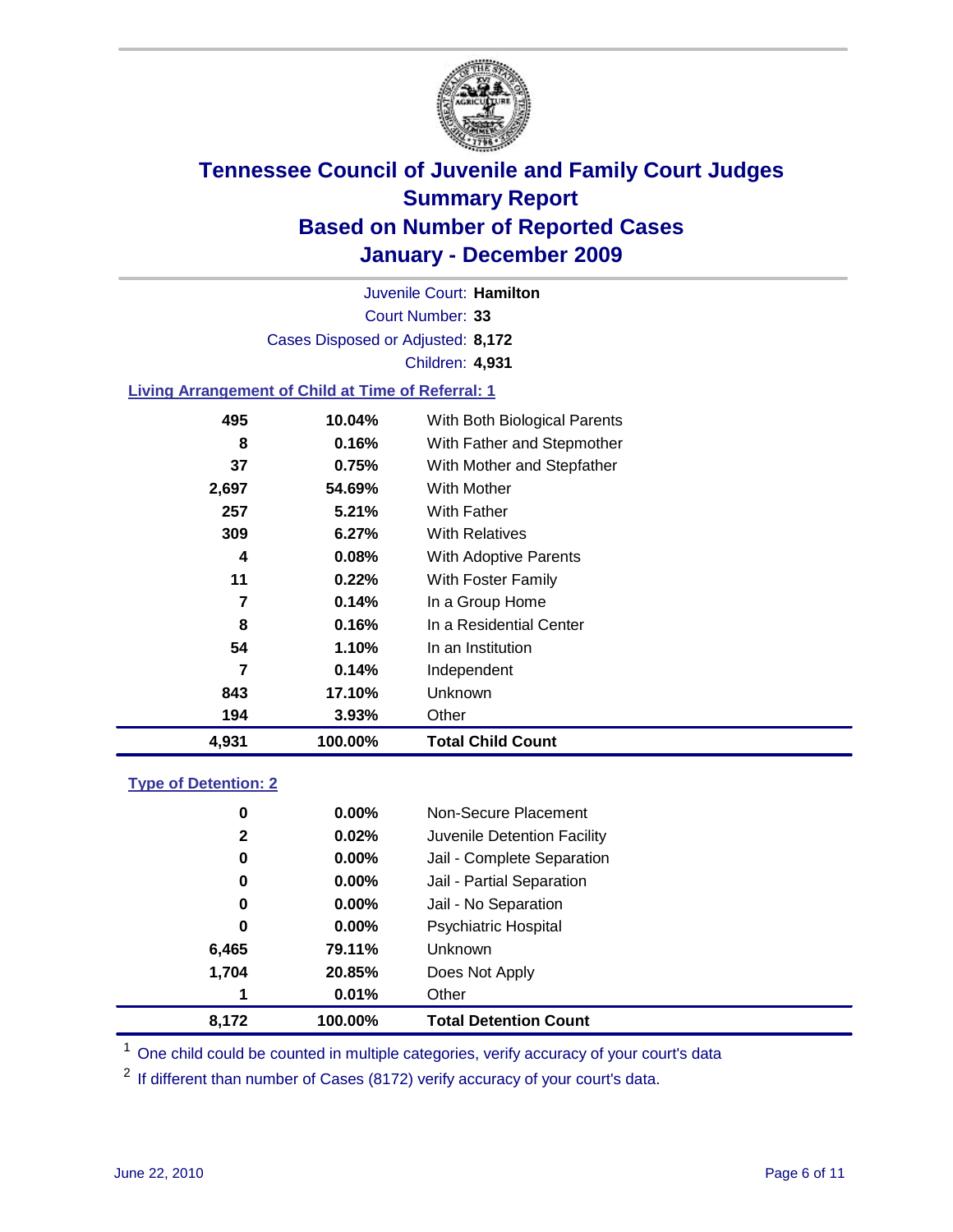# Tennessee Council of Juvenile and Family Court Judges
## Summary Report
## Based on Number of Reported Cases
## January - December 2009

Juvenile Court: **Hamilton**

Court Number: **33**

Cases Disposed or Adjusted: **8,172**

Children: **4,931**

### Living Arrangement of Child at Time of Referral: 1

| Count | Percent | Category |
|---|---|---|
| 495 | 10.04% | With Both Biological Parents |
| 8 | 0.16% | With Father and Stepmother |
| 37 | 0.75% | With Mother and Stepfather |
| 2,697 | 54.69% | With Mother |
| 257 | 5.21% | With Father |
| 309 | 6.27% | With Relatives |
| 4 | 0.08% | With Adoptive Parents |
| 11 | 0.22% | With Foster Family |
| 7 | 0.14% | In a Group Home |
| 8 | 0.16% | In a Residential Center |
| 54 | 1.10% | In an Institution |
| 7 | 0.14% | Independent |
| 843 | 17.10% | Unknown |
| 194 | 3.93% | Other |
| **4,931** | **100.00%** | **Total Child Count** |

### Type of Detention: 2

| Count | Percent | Category |
|---|---|---|
| 0 | 0.00% | Non-Secure Placement |
| 2 | 0.02% | Juvenile Detention Facility |
| 0 | 0.00% | Jail - Complete Separation |
| 0 | 0.00% | Jail - Partial Separation |
| 0 | 0.00% | Jail - No Separation |
| 0 | 0.00% | Psychiatric Hospital |
| 6,465 | 79.11% | Unknown |
| 1,704 | 20.85% | Does Not Apply |
| 1 | 0.01% | Other |
| **8,172** | **100.00%** | **Total Detention Count** |

[1] One child could be counted in multiple categories, verify accuracy of your court's data

[2] If different than number of Cases (8172) verify accuracy of your court's data.

June 22, 2010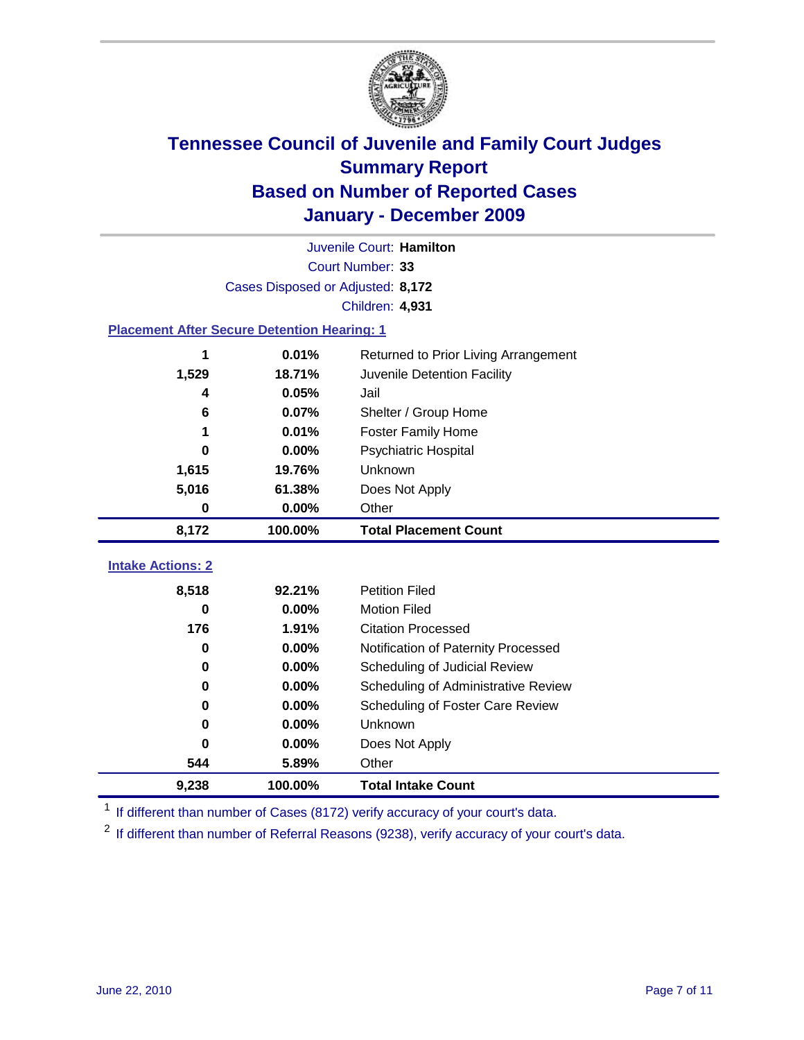# Tennessee Council of Juvenile and Family Court Judges
## Summary Report
## Based on Number of Reported Cases
## January - December 2009

Juvenile Court: **Hamilton**

Court Number: **33**

Cases Disposed or Adjusted: **8,172**

Children: **4,931**

### Placement After Secure Detention Hearing: 1

| Count | Percent | Placement |
|---|---|---|
| 1 | 0.01% | Returned to Prior Living Arrangement |
| 1,529 | 18.71% | Juvenile Detention Facility |
| 4 | 0.05% | Jail |
| 6 | 0.07% | Shelter / Group Home |
| 1 | 0.01% | Foster Family Home |
| 0 | 0.00% | Psychiatric Hospital |
| 1,615 | 19.76% | Unknown |
| 5,016 | 61.38% | Does Not Apply |
| 0 | 0.00% | Other |
| **8,172** | **100.00%** | **Total Placement Count** |

### Intake Actions: 2

| Count | Percent | Intake Action |
|---|---|---|
| 8,518 | 92.21% | Petition Filed |
| 0 | 0.00% | Motion Filed |
| 176 | 1.91% | Citation Processed |
| 0 | 0.00% | Notification of Paternity Processed |
| 0 | 0.00% | Scheduling of Judicial Review |
| 0 | 0.00% | Scheduling of Administrative Review |
| 0 | 0.00% | Scheduling of Foster Care Review |
| 0 | 0.00% | Unknown |
| 0 | 0.00% | Does Not Apply |
| 544 | 5.89% | Other |
| **9,238** | **100.00%** | **Total Intake Count** |

[1] If different than number of Cases (8172) verify accuracy of your court's data.

[2] If different than number of Referral Reasons (9238), verify accuracy of your court's data.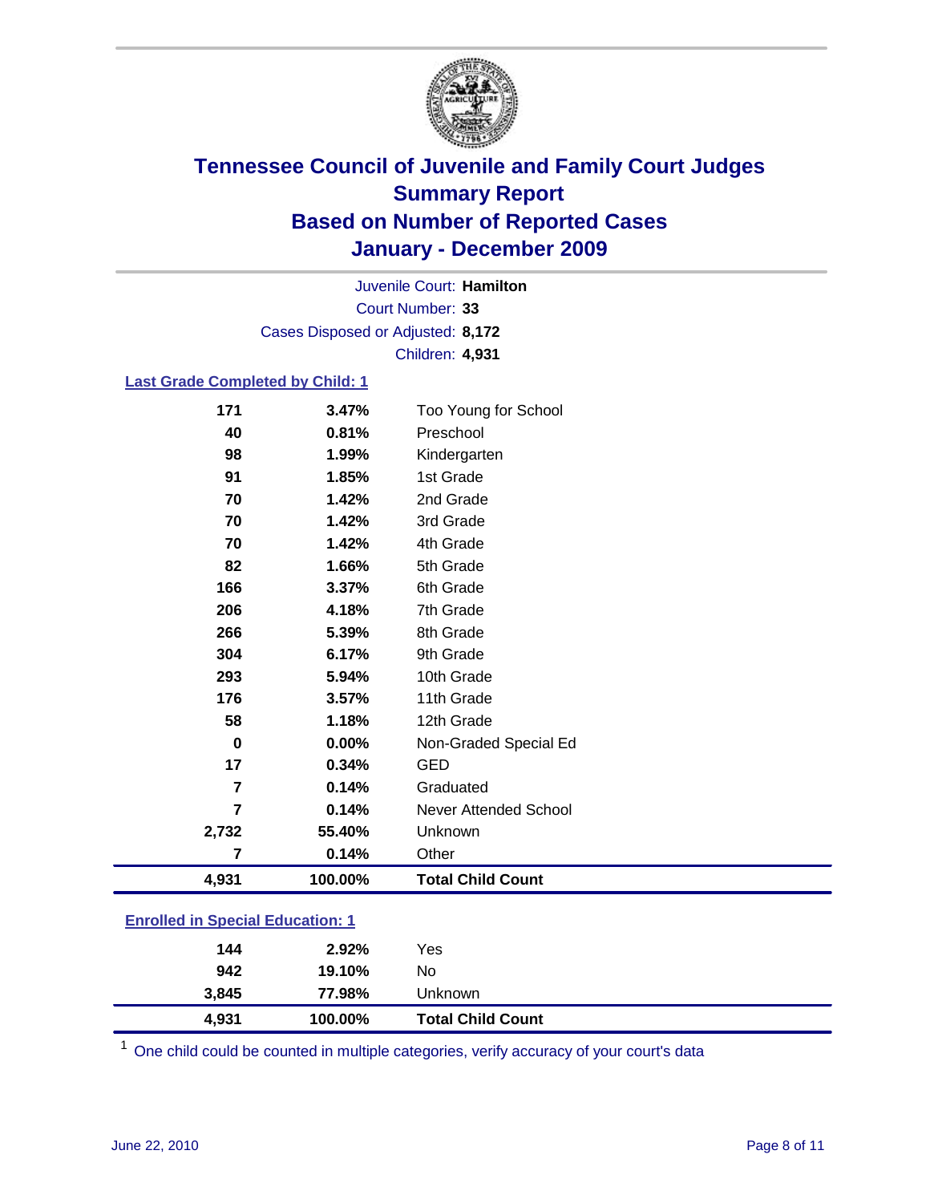# Tennessee Council of Juvenile and Family Court Judges
## Summary Report
## Based on Number of Reported Cases
## January - December 2009

Juvenile Court: **Hamilton**
Court Number: **33**
Cases Disposed or Adjusted: **8,172**
Children: **4,931**

### Last Grade Completed by Child: 1

| | | |
|---|---|---|
| 171 | 3.47% | Too Young for School |
| 40 | 0.81% | Preschool |
| 98 | 1.99% | Kindergarten |
| 91 | 1.85% | 1st Grade |
| 70 | 1.42% | 2nd Grade |
| 70 | 1.42% | 3rd Grade |
| 70 | 1.42% | 4th Grade |
| 82 | 1.66% | 5th Grade |
| 166 | 3.37% | 6th Grade |
| 206 | 4.18% | 7th Grade |
| 266 | 5.39% | 8th Grade |
| 304 | 6.17% | 9th Grade |
| 293 | 5.94% | 10th Grade |
| 176 | 3.57% | 11th Grade |
| 58 | 1.18% | 12th Grade |
| 0 | 0.00% | Non-Graded Special Ed |
| 17 | 0.34% | GED |
| 7 | 0.14% | Graduated |
| 7 | 0.14% | Never Attended School |
| 2,732 | 55.40% | Unknown |
| 7 | 0.14% | Other |
| **4,931** | **100.00%** | **Total Child Count** |

### Enrolled in Special Education: 1

| | | |
|---|---|---|
| 144 | 2.92% | Yes |
| 942 | 19.10% | No |
| 3,845 | 77.98% | Unknown |
| **4,931** | **100.00%** | **Total Child Count** |

[1] One child could be counted in multiple categories, verify accuracy of your court's data

June 22, 2010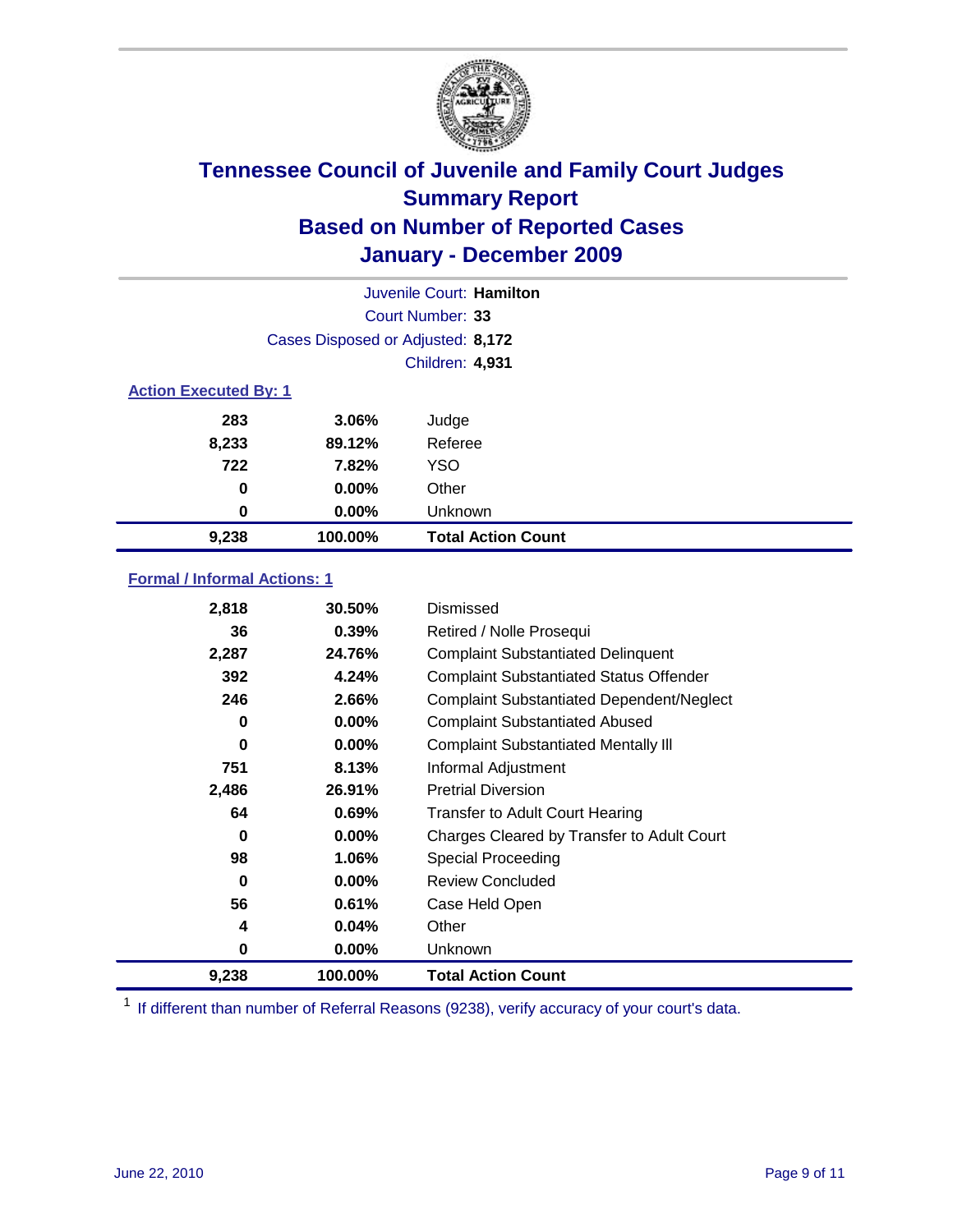# Tennessee Council of Juvenile and Family Court Judges
## Summary Report
## Based on Number of Reported Cases
## January - December 2009

Juvenile Court: **Hamilton**

Court Number: **33**

Cases Disposed or Adjusted: **8,172**

Children: **4,931**

### Action Executed By: 1

| | | |
|---|---|---|
| 283 | 3.06% | Judge |
| 8,233 | 89.12% | Referee |
| 722 | 7.82% | YSO |
| 0 | 0.00% | Other |
| 0 | 0.00% | Unknown |
| **9,238** | **100.00%** | **Total Action Count** |

### Formal / Informal Actions: 1

| | | |
|---|---|---|
| 2,818 | 30.50% | Dismissed |
| 36 | 0.39% | Retired / Nolle Prosequi |
| 2,287 | 24.76% | Complaint Substantiated Delinquent |
| 392 | 4.24% | Complaint Substantiated Status Offender |
| 246 | 2.66% | Complaint Substantiated Dependent/Neglect |
| 0 | 0.00% | Complaint Substantiated Abused |
| 0 | 0.00% | Complaint Substantiated Mentally Ill |
| 751 | 8.13% | Informal Adjustment |
| 2,486 | 26.91% | Pretrial Diversion |
| 64 | 0.69% | Transfer to Adult Court Hearing |
| 0 | 0.00% | Charges Cleared by Transfer to Adult Court |
| 98 | 1.06% | Special Proceeding |
| 0 | 0.00% | Review Concluded |
| 56 | 0.61% | Case Held Open |
| 4 | 0.04% | Other |
| 0 | 0.00% | Unknown |
| **9,238** | **100.00%** | **Total Action Count** |

[1] If different than number of Referral Reasons (9238), verify accuracy of your court's data.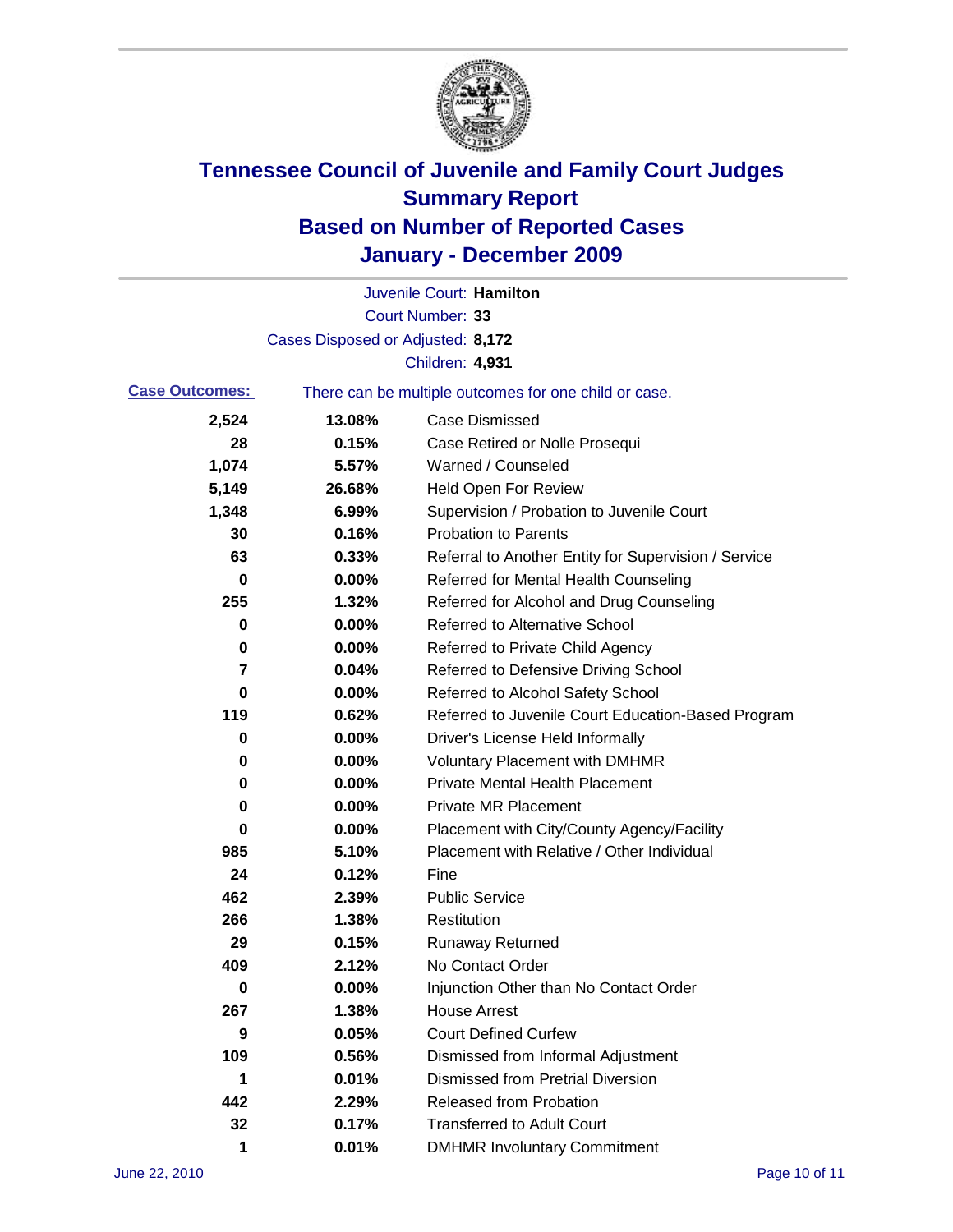# Tennessee Council of Juvenile and Family Court Judges
# Summary Report
# Based on Number of Reported Cases
# January - December 2009

Juvenile Court: **Hamilton**

Court Number: **33**

Cases Disposed or Adjusted: **8,172**

Children: **4,931**

**Case Outcomes:** There can be multiple outcomes for one child or case.

| Count | Percent | Outcome |
|---|---|---|
| 2,524 | 13.08% | Case Dismissed |
| 28 | 0.15% | Case Retired or Nolle Prosequi |
| 1,074 | 5.57% | Warned / Counseled |
| 5,149 | 26.68% | Held Open For Review |
| 1,348 | 6.99% | Supervision / Probation to Juvenile Court |
| 30 | 0.16% | Probation to Parents |
| 63 | 0.33% | Referral to Another Entity for Supervision / Service |
| 0 | 0.00% | Referred for Mental Health Counseling |
| 255 | 1.32% | Referred for Alcohol and Drug Counseling |
| 0 | 0.00% | Referred to Alternative School |
| 0 | 0.00% | Referred to Private Child Agency |
| 7 | 0.04% | Referred to Defensive Driving School |
| 0 | 0.00% | Referred to Alcohol Safety School |
| 119 | 0.62% | Referred to Juvenile Court Education-Based Program |
| 0 | 0.00% | Driver's License Held Informally |
| 0 | 0.00% | Voluntary Placement with DMHMR |
| 0 | 0.00% | Private Mental Health Placement |
| 0 | 0.00% | Private MR Placement |
| 0 | 0.00% | Placement with City/County Agency/Facility |
| 985 | 5.10% | Placement with Relative / Other Individual |
| 24 | 0.12% | Fine |
| 462 | 2.39% | Public Service |
| 266 | 1.38% | Restitution |
| 29 | 0.15% | Runaway Returned |
| 409 | 2.12% | No Contact Order |
| 0 | 0.00% | Injunction Other than No Contact Order |
| 267 | 1.38% | House Arrest |
| 9 | 0.05% | Court Defined Curfew |
| 109 | 0.56% | Dismissed from Informal Adjustment |
| 1 | 0.01% | Dismissed from Pretrial Diversion |
| 442 | 2.29% | Released from Probation |
| 32 | 0.17% | Transferred to Adult Court |
| 1 | 0.01% | DMHMR Involuntary Commitment |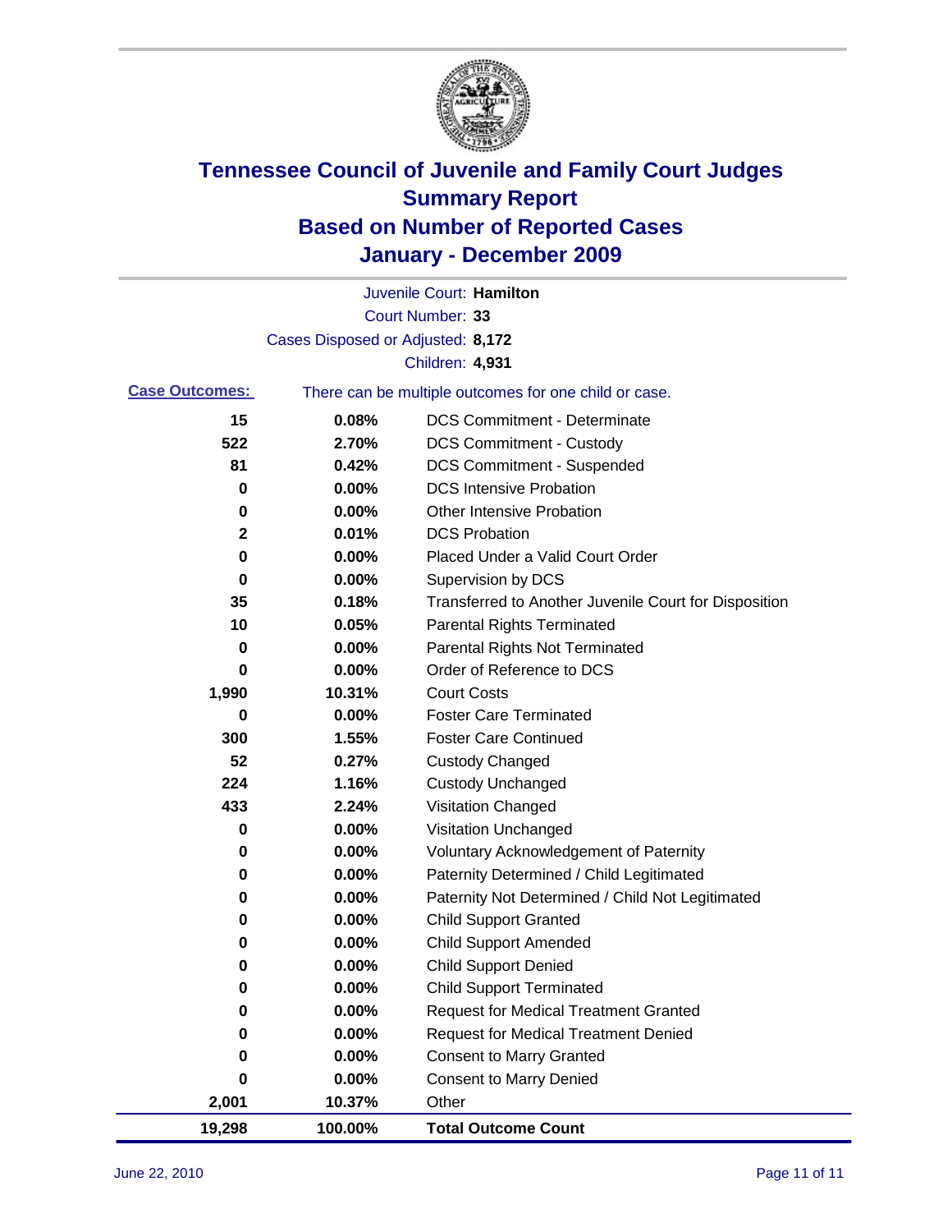# Tennessee Council of Juvenile and Family Court Judges
## Summary Report
## Based on Number of Reported Cases
## January - December 2009

Juvenile Court: **Hamilton**

Court Number: **33**

Cases Disposed or Adjusted: **8,172**

Children: **4,931**

**Case Outcomes:** There can be multiple outcomes for one child or case.

| | | |
|---|---|---|
| 15 | 0.08% | DCS Commitment - Determinate |
| 522 | 2.70% | DCS Commitment - Custody |
| 81 | 0.42% | DCS Commitment - Suspended |
| 0 | 0.00% | DCS Intensive Probation |
| 0 | 0.00% | Other Intensive Probation |
| 2 | 0.01% | DCS Probation |
| 0 | 0.00% | Placed Under a Valid Court Order |
| 0 | 0.00% | Supervision by DCS |
| 35 | 0.18% | Transferred to Another Juvenile Court for Disposition |
| 10 | 0.05% | Parental Rights Terminated |
| 0 | 0.00% | Parental Rights Not Terminated |
| 0 | 0.00% | Order of Reference to DCS |
| 1,990 | 10.31% | Court Costs |
| 0 | 0.00% | Foster Care Terminated |
| 300 | 1.55% | Foster Care Continued |
| 52 | 0.27% | Custody Changed |
| 224 | 1.16% | Custody Unchanged |
| 433 | 2.24% | Visitation Changed |
| 0 | 0.00% | Visitation Unchanged |
| 0 | 0.00% | Voluntary Acknowledgement of Paternity |
| 0 | 0.00% | Paternity Determined / Child Legitimated |
| 0 | 0.00% | Paternity Not Determined / Child Not Legitimated |
| 0 | 0.00% | Child Support Granted |
| 0 | 0.00% | Child Support Amended |
| 0 | 0.00% | Child Support Denied |
| 0 | 0.00% | Child Support Terminated |
| 0 | 0.00% | Request for Medical Treatment Granted |
| 0 | 0.00% | Request for Medical Treatment Denied |
| 0 | 0.00% | Consent to Marry Granted |
| 0 | 0.00% | Consent to Marry Denied |
| 2,001 | 10.37% | Other |
| **19,298** | **100.00%** | **Total Outcome Count** |

June 22, 2010